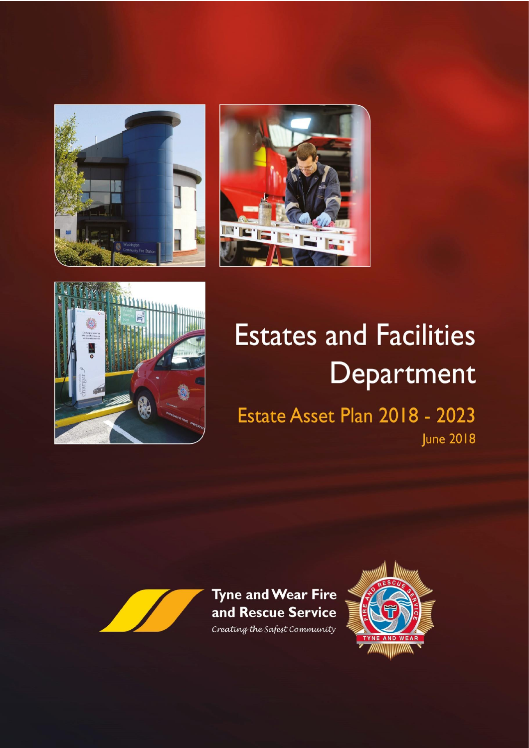# Estates and Facilities Department

## Estate Asset Plan 2018 - 2023

June 2018

**Tyne and Wear Fire and Rescue Service**

*Creating the Safest Community*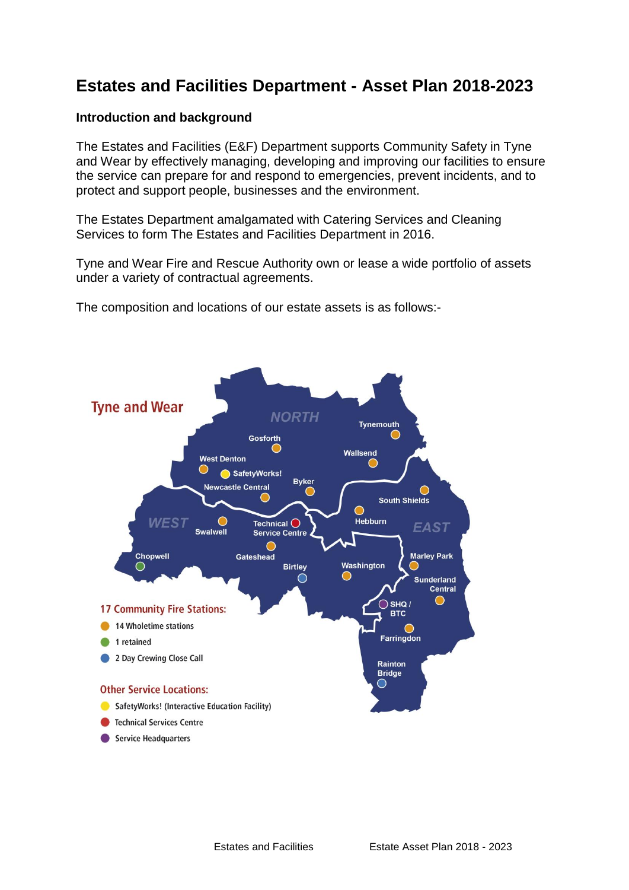# Estates and Facilities Department - Asset Plan 2018-2023

## Introduction and background

The Estates and Facilities (E&F) Department supports Community Safety in Tyne and Wear by effectively managing, developing and improving our facilities to ensure the service can prepare for and respond to emergencies, prevent incidents, and to protect and support people, businesses and the environment.

The Estates Department amalgamated with Catering Services and Cleaning Services to form The Estates and Facilities Department in 2016.

Tyne and Wear Fire and Rescue Authority own or lease a wide portfolio of assets under a variety of contractual agreements.

The composition and locations of our estate assets is as follows:-

Tyne and Wear

NORTH

WEST

EAST

Tynemouth, Gosforth, Wallsend, West Denton, SafetyWorks!, Byker, Newcastle Central, South Shields, Swalwell, Technical Service Centre, Hebburn, Chopwell, Gateshead, Birtley, Washington, Marley Park, Sunderland Central, SHQ / BTC, Farringdon, Rainton Bridge

**17 Community Fire Stations:**

- 14 Wholetime stations
- 1 retained
- 2 Day Crewing Close Call

**Other Service Locations:**

- SafetyWorks! (Interactive Education Facility)
- Technical Services Centre
- Service Headquarters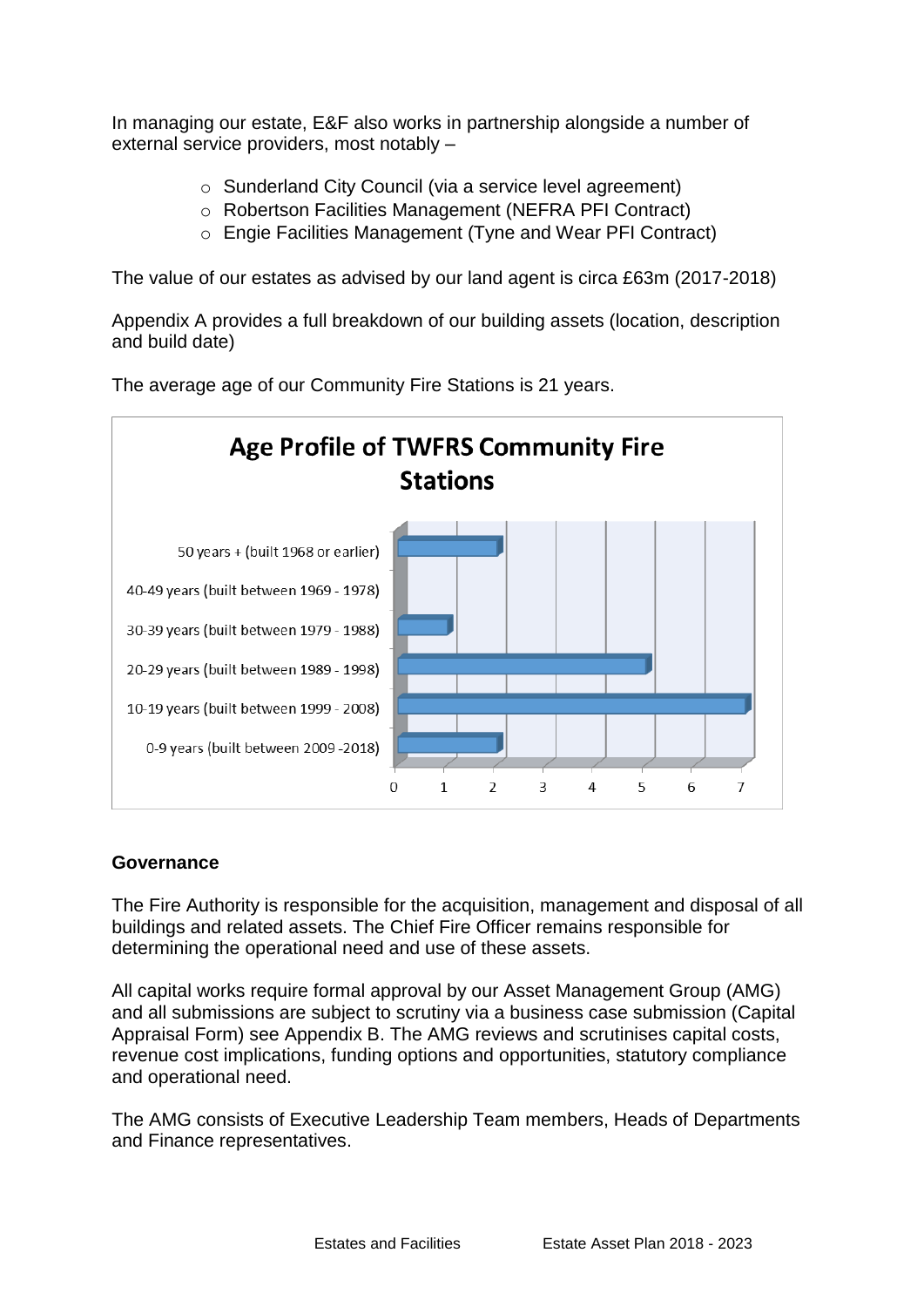In managing our estate, E&F also works in partnership alongside a number of external service providers, most notably –

- Sunderland City Council (via a service level agreement)
- Robertson Facilities Management (NEFRA PFI Contract)
- Engie Facilities Management (Tyne and Wear PFI Contract)

The value of our estates as advised by our land agent is circa £63m (2017-2018)

Appendix A provides a full breakdown of our building assets (location, description and build date)

The average age of our Community Fire Stations is 21 years.

**Age Profile of TWFRS Community Fire Stations**

| Age band | Number of stations |
|---|---|
| 50 years + (built 1968 or earlier) | 2 |
| 40-49 years (built between 1969 - 1978) | 0 |
| 30-39 years (built between 1979 - 1988) | 1 |
| 20-29 years (built between 1989 - 1998) | 5 |
| 10-19 years (built between 1999 - 2008) | 7 |
| 0-9 years (built between 2009 -2018) | 2 |

## Governance

The Fire Authority is responsible for the acquisition, management and disposal of all buildings and related assets. The Chief Fire Officer remains responsible for determining the operational need and use of these assets.

All capital works require formal approval by our Asset Management Group (AMG) and all submissions are subject to scrutiny via a business case submission (Capital Appraisal Form) see Appendix B. The AMG reviews and scrutinises capital costs, revenue cost implications, funding options and opportunities, statutory compliance and operational need.

The AMG consists of Executive Leadership Team members, Heads of Departments and Finance representatives.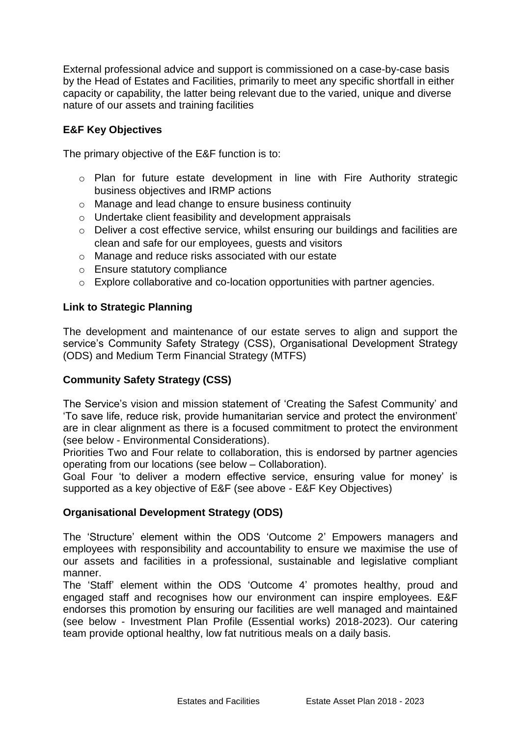External professional advice and support is commissioned on a case-by-case basis by the Head of Estates and Facilities, primarily to meet any specific shortfall in either capacity or capability, the latter being relevant due to the varied, unique and diverse nature of our assets and training facilities

## E&F Key Objectives

The primary objective of the E&F function is to:

- Plan for future estate development in line with Fire Authority strategic business objectives and IRMP actions
- Manage and lead change to ensure business continuity
- Undertake client feasibility and development appraisals
- Deliver a cost effective service, whilst ensuring our buildings and facilities are clean and safe for our employees, guests and visitors
- Manage and reduce risks associated with our estate
- Ensure statutory compliance
- Explore collaborative and co-location opportunities with partner agencies.

## Link to Strategic Planning

The development and maintenance of our estate serves to align and support the service's Community Safety Strategy (CSS), Organisational Development Strategy (ODS) and Medium Term Financial Strategy (MTFS)

## Community Safety Strategy (CSS)

The Service's vision and mission statement of 'Creating the Safest Community' and 'To save life, reduce risk, provide humanitarian service and protect the environment' are in clear alignment as there is a focused commitment to protect the environment (see below - Environmental Considerations).

Priorities Two and Four relate to collaboration, this is endorsed by partner agencies operating from our locations (see below – Collaboration).

Goal Four 'to deliver a modern effective service, ensuring value for money' is supported as a key objective of E&F (see above - E&F Key Objectives)

## Organisational Development Strategy (ODS)

The 'Structure' element within the ODS 'Outcome 2' Empowers managers and employees with responsibility and accountability to ensure we maximise the use of our assets and facilities in a professional, sustainable and legislative compliant manner.

The 'Staff' element within the ODS 'Outcome 4' promotes healthy, proud and engaged staff and recognises how our environment can inspire employees. E&F endorses this promotion by ensuring our facilities are well managed and maintained (see below - Investment Plan Profile (Essential works) 2018-2023). Our catering team provide optional healthy, low fat nutritious meals on a daily basis.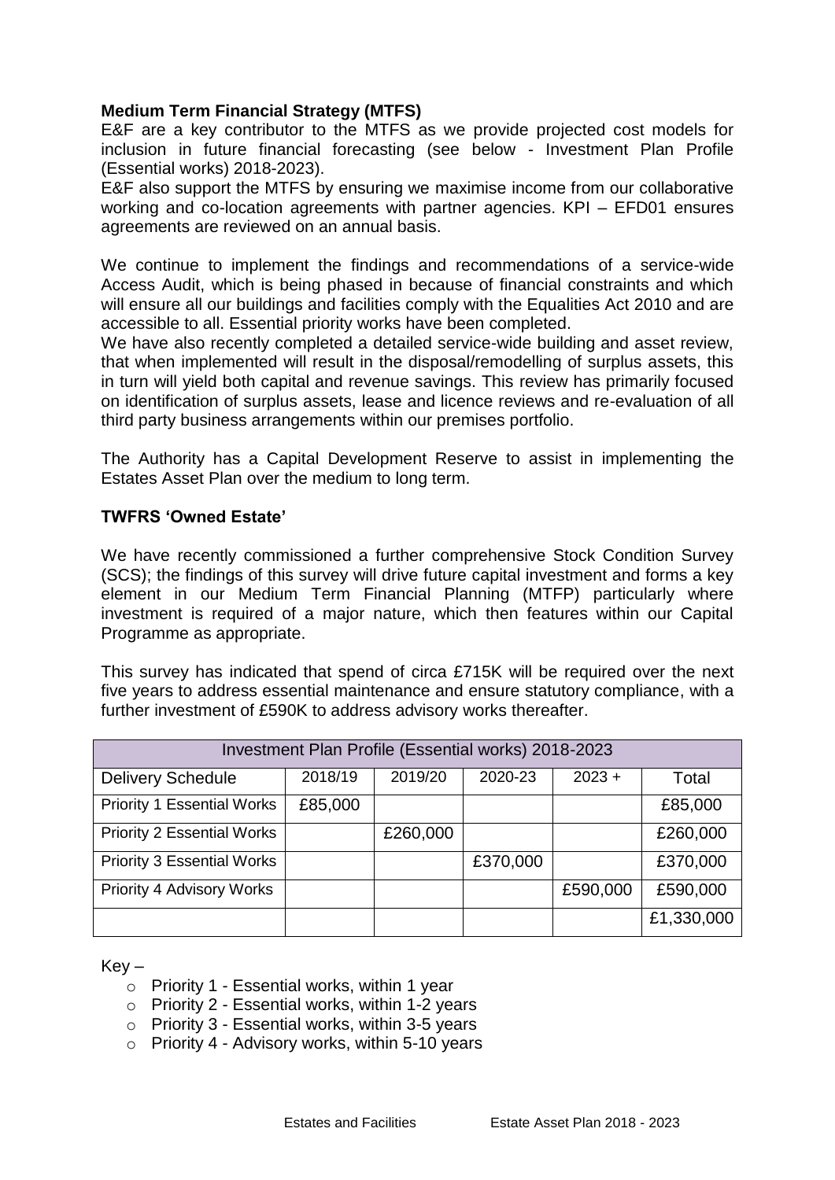**Medium Term Financial Strategy (MTFS)**

E&F are a key contributor to the MTFS as we provide projected cost models for inclusion in future financial forecasting (see below - Investment Plan Profile (Essential works) 2018-2023).

E&F also support the MTFS by ensuring we maximise income from our collaborative working and co-location agreements with partner agencies. KPI – EFD01 ensures agreements are reviewed on an annual basis.

We continue to implement the findings and recommendations of a service-wide Access Audit, which is being phased in because of financial constraints and which will ensure all our buildings and facilities comply with the Equalities Act 2010 and are accessible to all. Essential priority works have been completed.

We have also recently completed a detailed service-wide building and asset review, that when implemented will result in the disposal/remodelling of surplus assets, this in turn will yield both capital and revenue savings. This review has primarily focused on identification of surplus assets, lease and licence reviews and re-evaluation of all third party business arrangements within our premises portfolio.

The Authority has a Capital Development Reserve to assist in implementing the Estates Asset Plan over the medium to long term.

**TWFRS 'Owned Estate'**

We have recently commissioned a further comprehensive Stock Condition Survey (SCS); the findings of this survey will drive future capital investment and forms a key element in our Medium Term Financial Planning (MTFP) particularly where investment is required of a major nature, which then features within our Capital Programme as appropriate.

This survey has indicated that spend of circa £715K will be required over the next five years to address essential maintenance and ensure statutory compliance, with a further investment of £590K to address advisory works thereafter.

| Investment Plan Profile (Essential works) 2018-2023 | | | | | |
|---|---|---|---|---|---|
| Delivery Schedule | 2018/19 | 2019/20 | 2020-23 | 2023 + | Total |
| Priority 1 Essential Works | £85,000 | | | | £85,000 |
| Priority 2 Essential Works | | £260,000 | | | £260,000 |
| Priority 3 Essential Works | | | £370,000 | | £370,000 |
| Priority 4 Advisory Works | | | | £590,000 | £590,000 |
| | | | | | £1,330,000 |

Key –

- Priority 1 - Essential works, within 1 year
- Priority 2 - Essential works, within 1-2 years
- Priority 3 - Essential works, within 3-5 years
- Priority 4 - Advisory works, within 5-10 years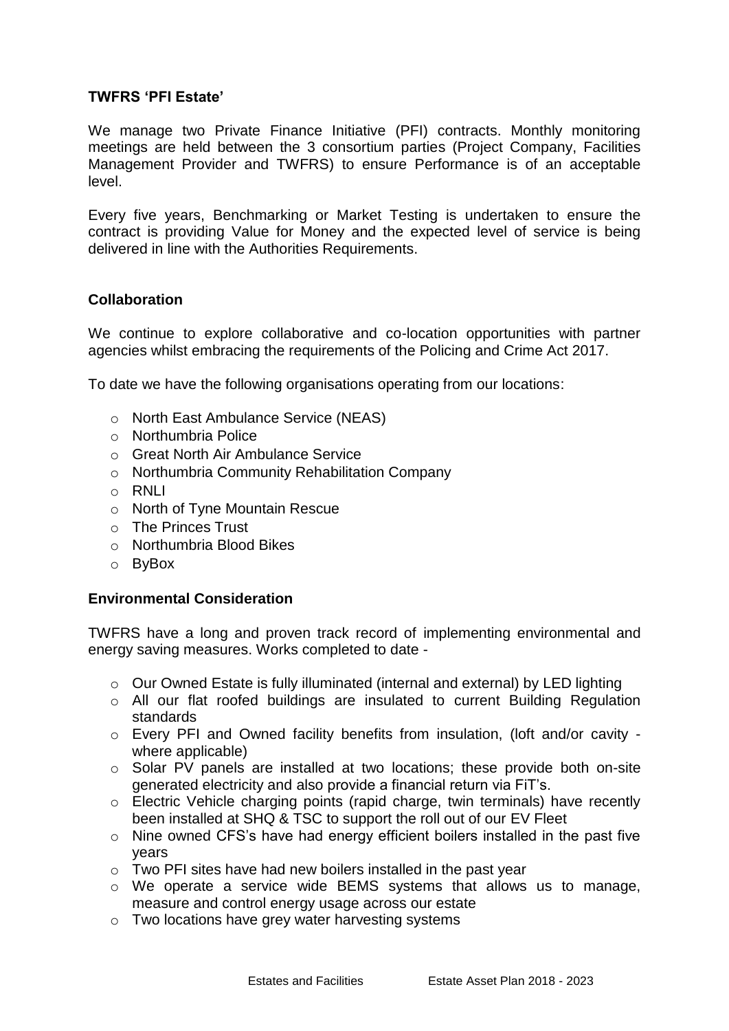**TWFRS 'PFI Estate'**

We manage two Private Finance Initiative (PFI) contracts. Monthly monitoring meetings are held between the 3 consortium parties (Project Company, Facilities Management Provider and TWFRS) to ensure Performance is of an acceptable level.

Every five years, Benchmarking or Market Testing is undertaken to ensure the contract is providing Value for Money and the expected level of service is being delivered in line with the Authorities Requirements.

**Collaboration**

We continue to explore collaborative and co-location opportunities with partner agencies whilst embracing the requirements of the Policing and Crime Act 2017.

To date we have the following organisations operating from our locations:

- North East Ambulance Service (NEAS)
- Northumbria Police
- Great North Air Ambulance Service
- Northumbria Community Rehabilitation Company
- RNLI
- North of Tyne Mountain Rescue
- The Princes Trust
- Northumbria Blood Bikes
- ByBox

**Environmental Consideration**

TWFRS have a long and proven track record of implementing environmental and energy saving measures. Works completed to date -

- Our Owned Estate is fully illuminated (internal and external) by LED lighting
- All our flat roofed buildings are insulated to current Building Regulation standards
- Every PFI and Owned facility benefits from insulation, (loft and/or cavity - where applicable)
- Solar PV panels are installed at two locations; these provide both on-site generated electricity and also provide a financial return via FiT's.
- Electric Vehicle charging points (rapid charge, twin terminals) have recently been installed at SHQ & TSC to support the roll out of our EV Fleet
- Nine owned CFS's have had energy efficient boilers installed in the past five years
- Two PFI sites have had new boilers installed in the past year
- We operate a service wide BEMS systems that allows us to manage, measure and control energy usage across our estate
- Two locations have grey water harvesting systems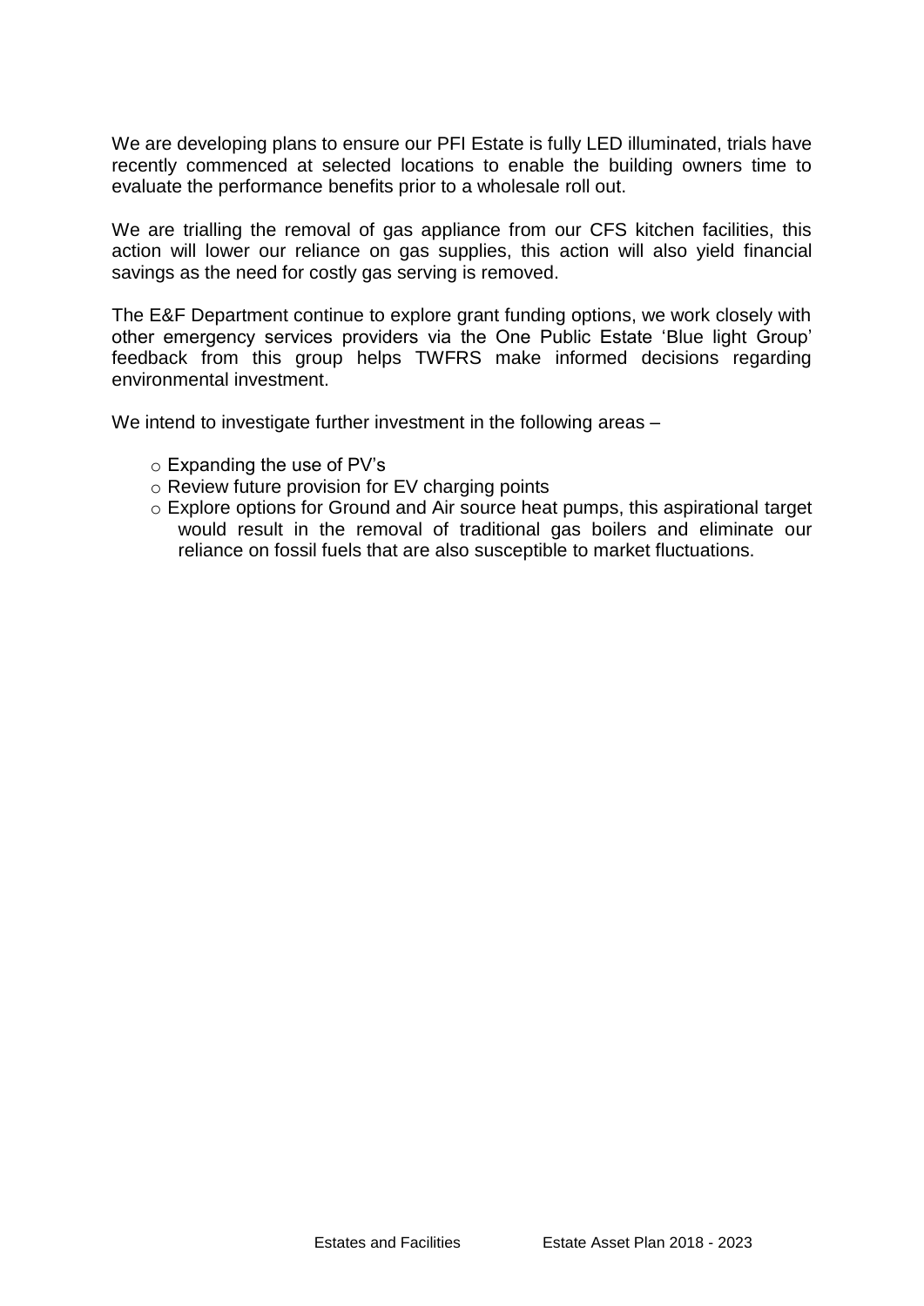We are developing plans to ensure our PFI Estate is fully LED illuminated, trials have recently commenced at selected locations to enable the building owners time to evaluate the performance benefits prior to a wholesale roll out.

We are trialling the removal of gas appliance from our CFS kitchen facilities, this action will lower our reliance on gas supplies, this action will also yield financial savings as the need for costly gas serving is removed.

The E&F Department continue to explore grant funding options, we work closely with other emergency services providers via the One Public Estate 'Blue light Group' feedback from this group helps TWFRS make informed decisions regarding environmental investment.

We intend to investigate further investment in the following areas –

- Expanding the use of PV's
- Review future provision for EV charging points
- Explore options for Ground and Air source heat pumps, this aspirational target would result in the removal of traditional gas boilers and eliminate our reliance on fossil fuels that are also susceptible to market fluctuations.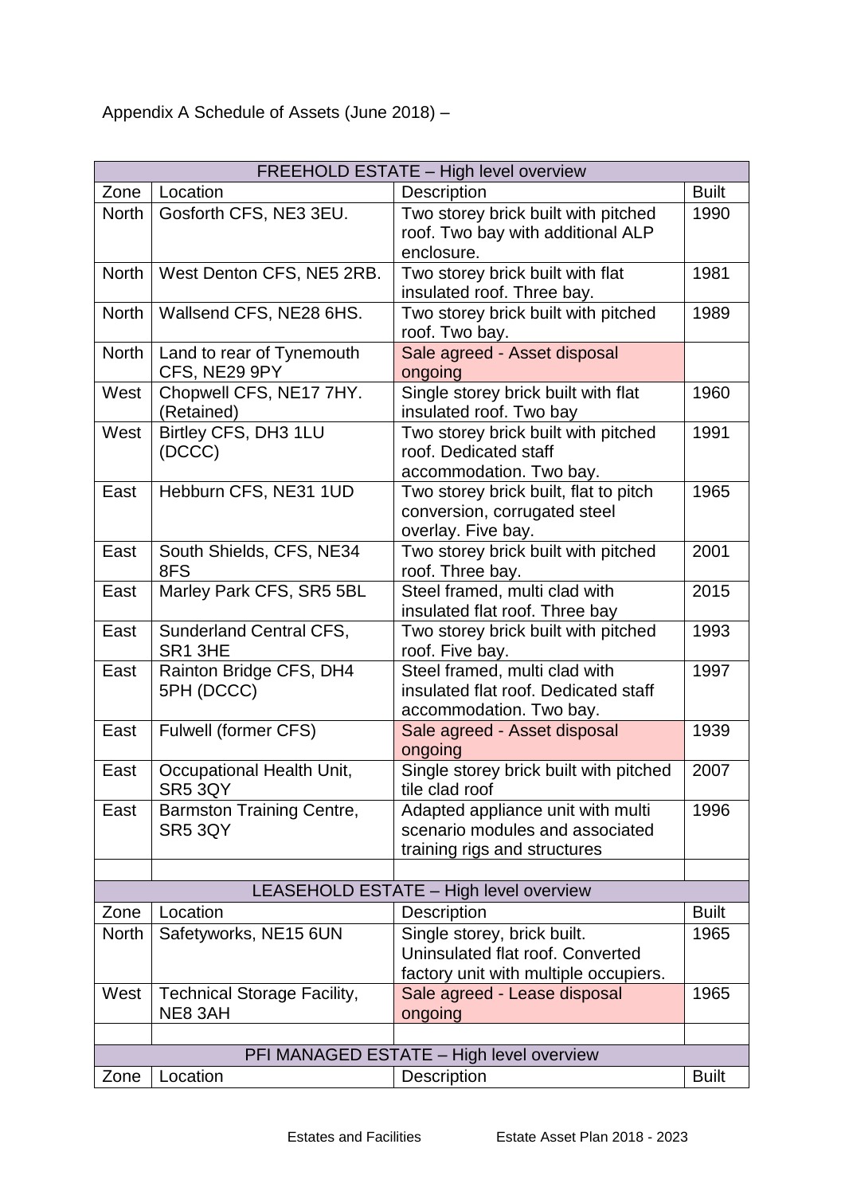Appendix A Schedule of Assets (June 2018) –

| FREEHOLD ESTATE – High level overview | | | |
|---|---|---|---|
| Zone | Location | Description | Built |
| North | Gosforth CFS, NE3 3EU. | Two storey brick built with pitched roof. Two bay with additional ALP enclosure. | 1990 |
| North | West Denton CFS, NE5 2RB. | Two storey brick built with flat insulated roof. Three bay. | 1981 |
| North | Wallsend CFS, NE28 6HS. | Two storey brick built with pitched roof. Two bay. | 1989 |
| North | Land to rear of Tynemouth CFS, NE29 9PY | Sale agreed - Asset disposal ongoing | |
| West | Chopwell CFS, NE17 7HY. (Retained) | Single storey brick built with flat insulated roof. Two bay | 1960 |
| West | Birtley CFS, DH3 1LU (DCCC) | Two storey brick built with pitched roof. Dedicated staff accommodation. Two bay. | 1991 |
| East | Hebburn CFS, NE31 1UD | Two storey brick built, flat to pitch conversion, corrugated steel overlay. Five bay. | 1965 |
| East | South Shields, CFS, NE34 8FS | Two storey brick built with pitched roof. Three bay. | 2001 |
| East | Marley Park CFS, SR5 5BL | Steel framed, multi clad with insulated flat roof. Three bay | 2015 |
| East | Sunderland Central CFS, SR1 3HE | Two storey brick built with pitched roof. Five bay. | 1993 |
| East | Rainton Bridge CFS, DH4 5PH (DCCC) | Steel framed, multi clad with insulated flat roof. Dedicated staff accommodation. Two bay. | 1997 |
| East | Fulwell (former CFS) | Sale agreed - Asset disposal ongoing | 1939 |
| East | Occupational Health Unit, SR5 3QY | Single storey brick built with pitched tile clad roof | 2007 |
| East | Barmston Training Centre, SR5 3QY | Adapted appliance unit with multi scenario modules and associated training rigs and structures | 1996 |
| | | | |
| LEASEHOLD ESTATE – High level overview | | | |
| Zone | Location | Description | Built |
| North | Safetyworks, NE15 6UN | Single storey, brick built. Uninsulated flat roof. Converted factory unit with multiple occupiers. | 1965 |
| West | Technical Storage Facility, NE8 3AH | Sale agreed - Lease disposal ongoing | 1965 |
| | | | |
| PFI MANAGED ESTATE – High level overview | | | |
| Zone | Location | Description | Built |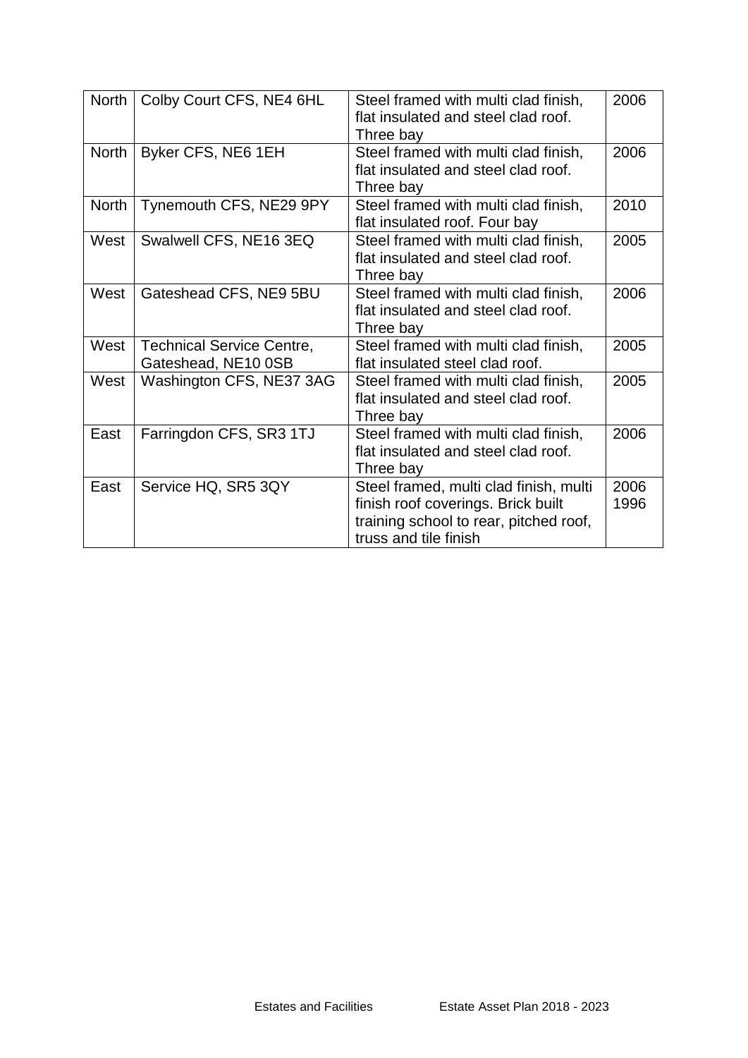| North | Colby Court CFS, NE4 6HL | Steel framed with multi clad finish, flat insulated and steel clad roof. Three bay | 2006 |
|---|---|---|---|
| North | Byker CFS, NE6 1EH | Steel framed with multi clad finish, flat insulated and steel clad roof. Three bay | 2006 |
| North | Tynemouth CFS, NE29 9PY | Steel framed with multi clad finish, flat insulated roof. Four bay | 2010 |
| West | Swalwell CFS, NE16 3EQ | Steel framed with multi clad finish, flat insulated and steel clad roof. Three bay | 2005 |
| West | Gateshead CFS, NE9 5BU | Steel framed with multi clad finish, flat insulated and steel clad roof. Three bay | 2006 |
| West | Technical Service Centre, Gateshead, NE10 0SB | Steel framed with multi clad finish, flat insulated steel clad roof. | 2005 |
| West | Washington CFS, NE37 3AG | Steel framed with multi clad finish, flat insulated and steel clad roof. Three bay | 2005 |
| East | Farringdon CFS, SR3 1TJ | Steel framed with multi clad finish, flat insulated and steel clad roof. Three bay | 2006 |
| East | Service HQ, SR5 3QY | Steel framed, multi clad finish, multi finish roof coverings. Brick built training school to rear, pitched roof, truss and tile finish | 2006 1996 |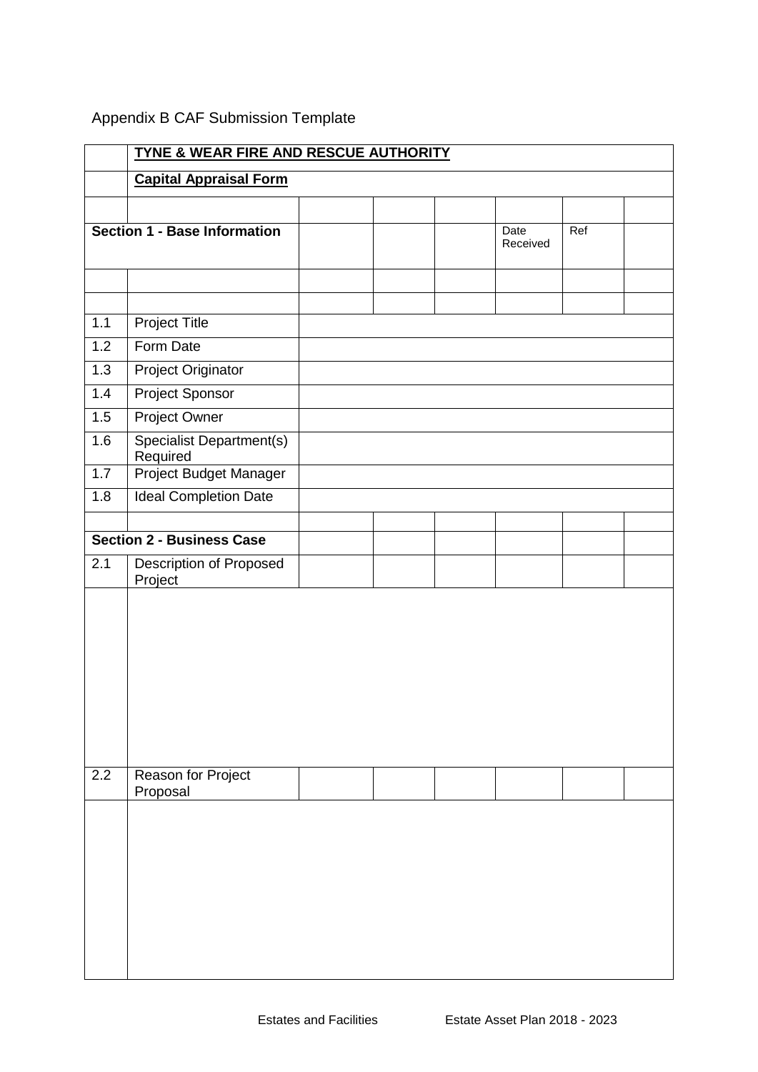Appendix B CAF Submission Template

| | **TYNE & WEAR FIRE AND RESCUE AUTHORITY** | | | | | | |
|---|---|---|---|---|---|---|---|
| | **Capital Appraisal Form** | | | | | | |
| | | | | | | | |
| **Section 1 - Base Information** | | | | | Date Received | Ref | |
| | | | | | | | |
| | | | | | | | |
| 1.1 | Project Title | | | | | | |
| 1.2 | Form Date | | | | | | |
| 1.3 | Project Originator | | | | | | |
| 1.4 | Project Sponsor | | | | | | |
| 1.5 | Project Owner | | | | | | |
| 1.6 | Specialist Department(s) Required | | | | | | |
| 1.7 | Project Budget Manager | | | | | | |
| 1.8 | Ideal Completion Date | | | | | | |
| | | | | | | | |
| **Section 2 - Business Case** | | | | | | | |
| 2.1 | Description of Proposed Project | | | | | | |
| | | | | | | | |
| 2.2 | Reason for Project Proposal | | | | | | |
| | | | | | | | |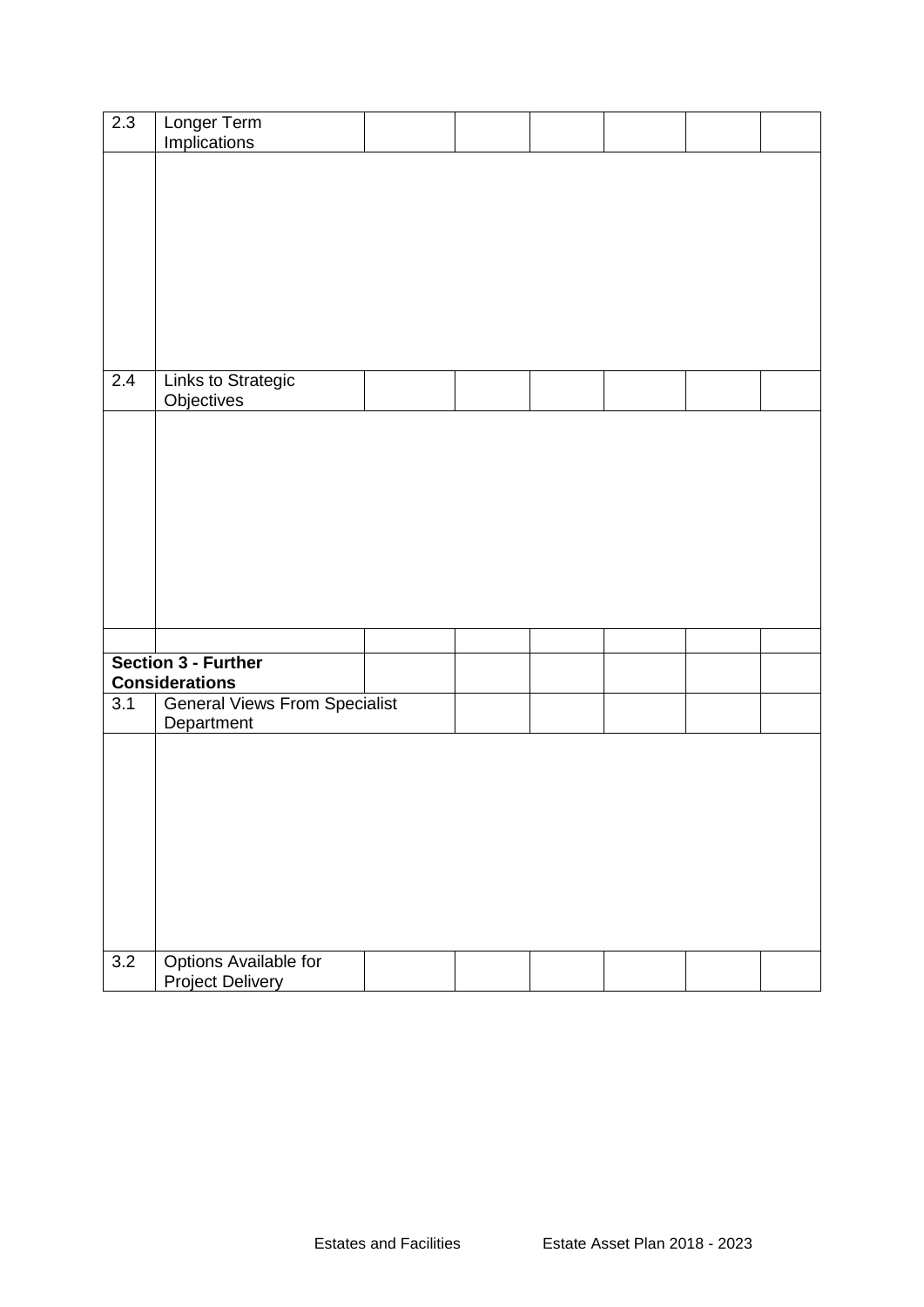| 2.3 | Longer Term Implications | | | | | | |
|---|---|---|---|---|---|---|---|
| | | | | | | | |
| 2.4 | Links to Strategic Objectives | | | | | | |
| | | | | | | | |
| | | | | | | | |
| **Section 3 - Further Considerations** | | | | | | | |
| 3.1 | General Views From Specialist Department | | | | | | |
| | | | | | | | |
| 3.2 | Options Available for Project Delivery | | | | | | |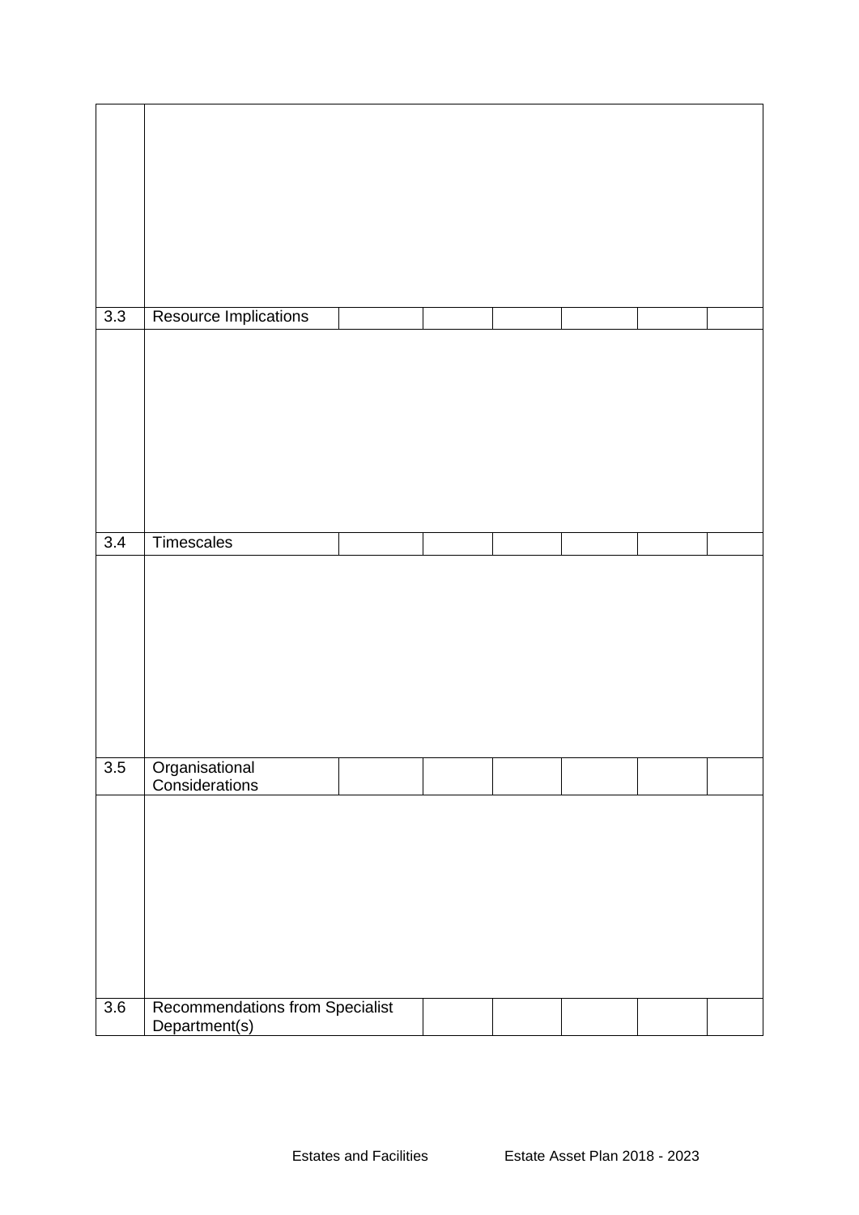| | | | | | | | |
|---|---|---|---|---|---|---|---|
| | | | | | | | |
| 3.3 | Resource Implications | | | | | | |
| | | | | | | | |
| 3.4 | Timescales | | | | | | |
| | | | | | | | |
| 3.5 | Organisational Considerations | | | | | | |
| | | | | | | | |
| 3.6 | Recommendations from Specialist Department(s) | | | | | | |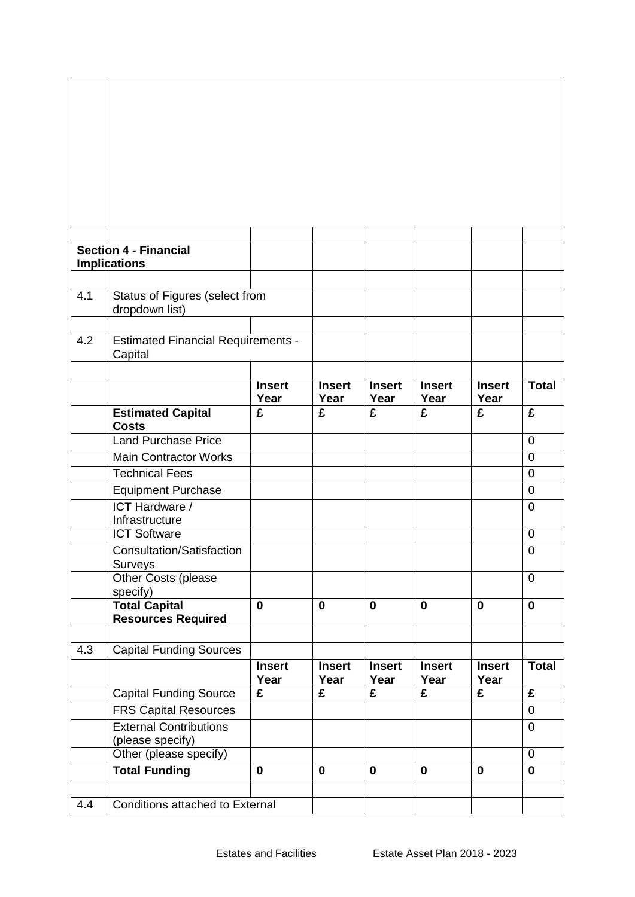| | | | | | | | |
|---|---|---|---|---|---|---|---|
| | | | | | | | |
| | | | | | | | |
| **Section 4 - Financial Implications** | | | | | | | |
| | | | | | | | |
| 4.1 | Status of Figures (select from dropdown list) | | | | | | |
| | | | | | | | |
| 4.2 | Estimated Financial Requirements - Capital | | | | | | |
| | | | | | | | |
| | | **Insert Year** | **Insert Year** | **Insert Year** | **Insert Year** | **Insert Year** | **Total** |
| | **Estimated Capital Costs** | **£** | **£** | **£** | **£** | **£** | **£** |
| | Land Purchase Price | | | | | | 0 |
| | Main Contractor Works | | | | | | 0 |
| | Technical Fees | | | | | | 0 |
| | Equipment Purchase | | | | | | 0 |
| | ICT Hardware / Infrastructure | | | | | | 0 |
| | ICT Software | | | | | | 0 |
| | Consultation/Satisfaction Surveys | | | | | | 0 |
| | Other Costs (please specify) | | | | | | 0 |
| | **Total Capital Resources Required** | **0** | **0** | **0** | **0** | **0** | **0** |
| | | | | | | | |
| 4.3 | Capital Funding Sources | | | | | | |
| | | **Insert Year** | **Insert Year** | **Insert Year** | **Insert Year** | **Insert Year** | **Total** |
| | Capital Funding Source | **£** | **£** | **£** | **£** | **£** | **£** |
| | FRS Capital Resources | | | | | | 0 |
| | External Contributions (please specify) | | | | | | 0 |
| | Other (please specify) | | | | | | 0 |
| | **Total Funding** | **0** | **0** | **0** | **0** | **0** | **0** |
| | | | | | | | |
| 4.4 | Conditions attached to External | | | | | | |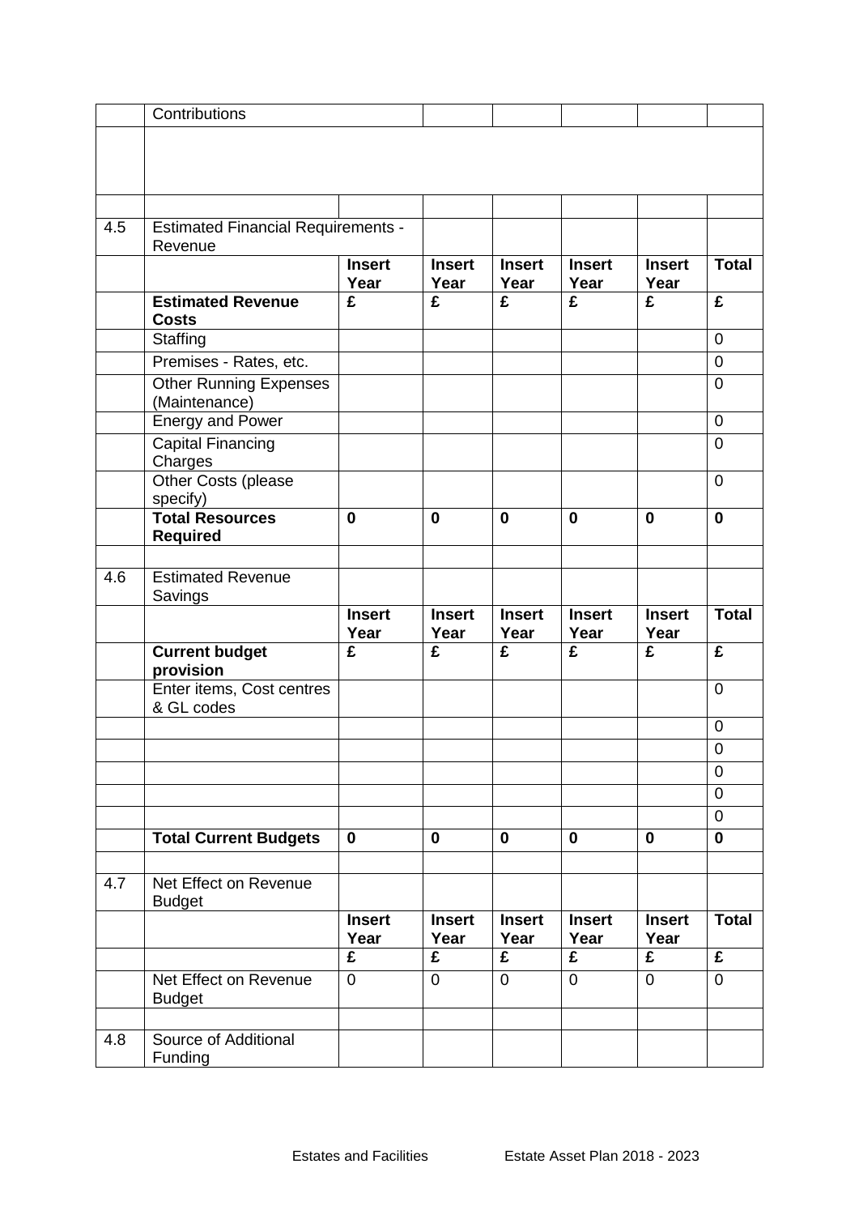|  | Contributions |  |  |  |  |  |  |
|---|---|---|---|---|---|---|---|
|  |  |  |  |  |  |  |  |
|  |  |  |  |  |  |  |  |
| 4.5 | Estimated Financial Requirements - Revenue |  |  |  |  |  |  |
|  |  | **Insert Year** | **Insert Year** | **Insert Year** | **Insert Year** | **Insert Year** | **Total** |
|  | **Estimated Revenue Costs** | **£** | **£** | **£** | **£** | **£** | **£** |
|  | Staffing |  |  |  |  |  | 0 |
|  | Premises - Rates, etc. |  |  |  |  |  | 0 |
|  | Other Running Expenses (Maintenance) |  |  |  |  |  | 0 |
|  | Energy and Power |  |  |  |  |  | 0 |
|  | Capital Financing Charges |  |  |  |  |  | 0 |
|  | Other Costs (please specify) |  |  |  |  |  | 0 |
|  | **Total Resources Required** | **0** | **0** | **0** | **0** | **0** | **0** |
|  |  |  |  |  |  |  |  |
| 4.6 | Estimated Revenue Savings |  |  |  |  |  |  |
|  |  | **Insert Year** | **Insert Year** | **Insert Year** | **Insert Year** | **Insert Year** | **Total** |
|  | **Current budget provision** | **£** | **£** | **£** | **£** | **£** | **£** |
|  | Enter items, Cost centres & GL codes |  |  |  |  |  | 0 |
|  |  |  |  |  |  |  | 0 |
|  |  |  |  |  |  |  | 0 |
|  |  |  |  |  |  |  | 0 |
|  |  |  |  |  |  |  | 0 |
|  |  |  |  |  |  |  | 0 |
|  | **Total Current Budgets** | **0** | **0** | **0** | **0** | **0** | **0** |
|  |  |  |  |  |  |  |  |
| 4.7 | Net Effect on Revenue Budget |  |  |  |  |  |  |
|  |  | **Insert Year** | **Insert Year** | **Insert Year** | **Insert Year** | **Insert Year** | **Total** |
|  |  | **£** | **£** | **£** | **£** | **£** | **£** |
|  | Net Effect on Revenue Budget | 0 | 0 | 0 | 0 | 0 | 0 |
|  |  |  |  |  |  |  |  |
| 4.8 | Source of Additional Funding |  |  |  |  |  |  |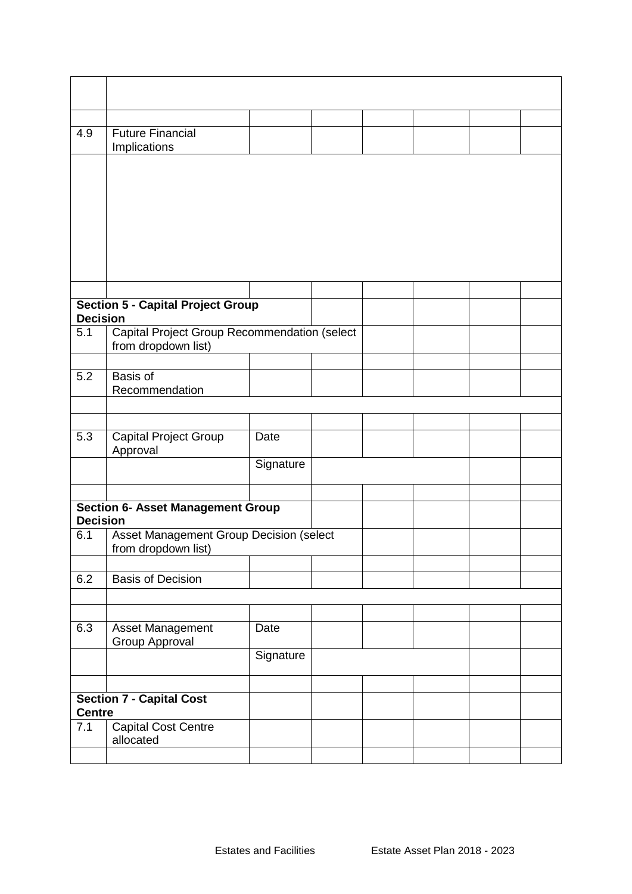| | | | | | | | |
|---|---|---|---|---|---|---|---|
| | | | | | | | |
| | | | | | | | |
| 4.9 | Future Financial Implications | | | | | | |
| | | | | | | | |
| | | | | | | | |
| **Section 5 - Capital Project Group Decision** | | | | | | | |
| 5.1 | Capital Project Group Recommendation (select from dropdown list) | | | | | | |
| | | | | | | | |
| 5.2 | Basis of Recommendation | | | | | | |
| | | | | | | | |
| | | | | | | | |
| 5.3 | Capital Project Group Approval | Date | | | | | |
| | | Signature | | | | | |
| | | | | | | | |
| **Section 6- Asset Management Group Decision** | | | | | | | |
| 6.1 | Asset Management Group Decision (select from dropdown list) | | | | | | |
| | | | | | | | |
| 6.2 | Basis of Decision | | | | | | |
| | | | | | | | |
| | | | | | | | |
| 6.3 | Asset Management Group Approval | Date | | | | | |
| | | Signature | | | | | |
| | | | | | | | |
| **Section 7 - Capital Cost Centre** | | | | | | | |
| 7.1 | Capital Cost Centre allocated | | | | | | |
| | | | | | | | |